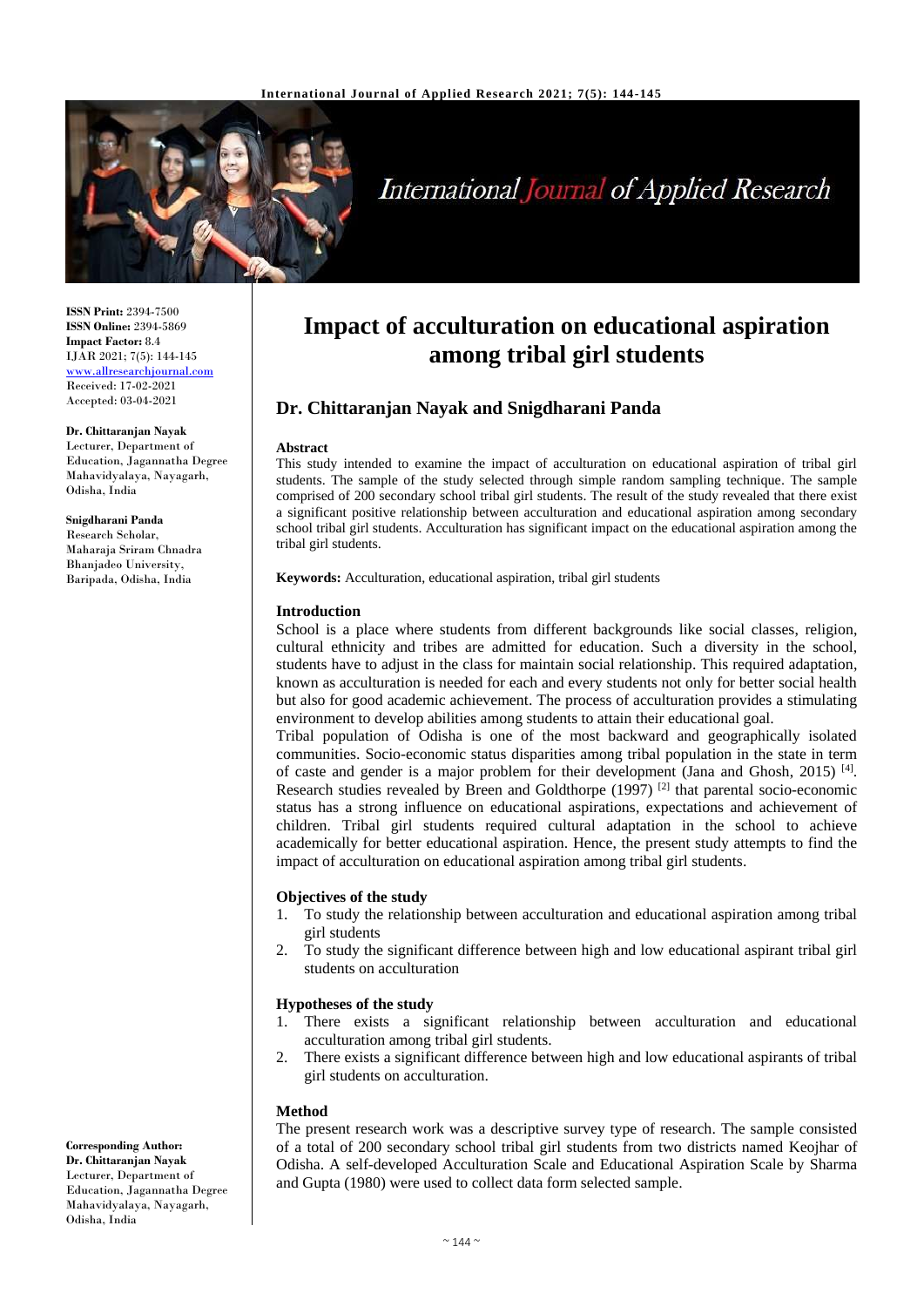# Impact of acculturation on educational aspiration among tribal girl students

## Dr. Chittaranjan Nayak and Snigdharani Panda

ISSN Print: 2394-7500
ISSN Online: 2394-5869
Impact Factor: 8.4
IJAR 2021; 7(5): 144-145
www.allresearchjournal.com
Received: 17-02-2021
Accepted: 03-04-2021

**Dr. Chittaranjan Nayak**
Lecturer, Department of Education, Jagannatha Degree Mahavidyalaya, Nayagarh, Odisha, India

**Snigdharani Panda**
Research Scholar, Maharaja Sriram Chnadra Bhanjadeo University, Baripada, Odisha, India

**Corresponding Author:**
**Dr. Chittaranjan Nayak**
Lecturer, Department of Education, Jagannatha Degree Mahavidyalaya, Nayagarh, Odisha, India

### Abstract

This study intended to examine the impact of acculturation on educational aspiration of tribal girl students. The sample of the study selected through simple random sampling technique. The sample comprised of 200 secondary school tribal girl students. The result of the study revealed that there exist a significant positive relationship between acculturation and educational aspiration among secondary school tribal girl students. Acculturation has significant impact on the educational aspiration among the tribal girl students.

**Keywords:** Acculturation, educational aspiration, tribal girl students

### Introduction

School is a place where students from different backgrounds like social classes, religion, cultural ethnicity and tribes are admitted for education. Such a diversity in the school, students have to adjust in the class for maintain social relationship. This required adaptation, known as acculturation is needed for each and every students not only for better social health but also for good academic achievement. The process of acculturation provides a stimulating environment to develop abilities among students to attain their educational goal.

Tribal population of Odisha is one of the most backward and geographically isolated communities. Socio-economic status disparities among tribal population in the state in term of caste and gender is a major problem for their development (Jana and Ghosh, 2015) [4]. Research studies revealed by Breen and Goldthorpe (1997) [2] that parental socio-economic status has a strong influence on educational aspirations, expectations and achievement of children. Tribal girl students required cultural adaptation in the school to achieve academically for better educational aspiration. Hence, the present study attempts to find the impact of acculturation on educational aspiration among tribal girl students.

### Objectives of the study

1. To study the relationship between acculturation and educational aspiration among tribal girl students
2. To study the significant difference between high and low educational aspirant tribal girl students on acculturation

### Hypotheses of the study

1. There exists a significant relationship between acculturation and educational acculturation among tribal girl students.
2. There exists a significant difference between high and low educational aspirants of tribal girl students on acculturation.

### Method

The present research work was a descriptive survey type of research. The sample consisted of a total of 200 secondary school tribal girl students from two districts named Keojhar of Odisha. A self-developed Acculturation Scale and Educational Aspiration Scale by Sharma and Gupta (1980) were used to collect data form selected sample.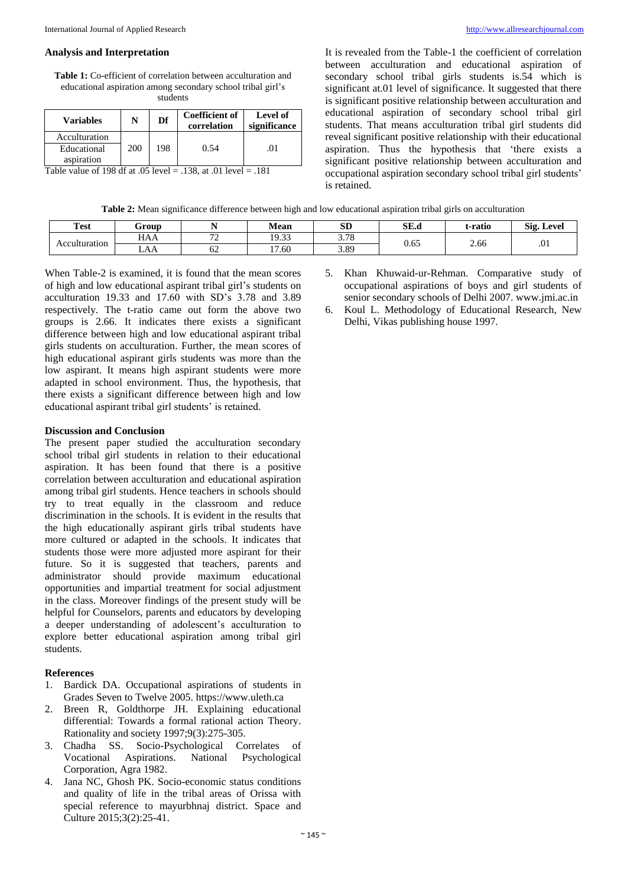## Analysis and Interpretation

**Table 1:** Co-efficient of correlation between acculturation and educational aspiration among secondary school tribal girl's students

| Variables | N | Df | Coefficient of correlation | Level of significance |
|---|---|---|---|---|
| Acculturation | 200 | 198 | 0.54 | .01 |
| Educational aspiration | | | | |

Table value of 198 df at .05 level = .138, at .01 level = .181

It is revealed from the Table-1 the coefficient of correlation between acculturation and educational aspiration of secondary school tribal girls students is.54 which is significant at.01 level of significance. It suggested that there is significant positive relationship between acculturation and educational aspiration of secondary school tribal girl students. That means acculturation tribal girl students did reveal significant positive relationship with their educational aspiration. Thus the hypothesis that 'there exists a significant positive relationship between acculturation and occupational aspiration secondary school tribal girl students' is retained.

**Table 2:** Mean significance difference between high and low educational aspiration tribal girls on acculturation

| Test | Group | N | Mean | SD | SE.d | t-ratio | Sig. Level |
|---|---|---|---|---|---|---|---|
| Acculturation | HAA | 72 | 19.33 | 3.78 | 0.65 | 2.66 | .01 |
| | LAA | 62 | 17.60 | 3.89 | | | |

When Table-2 is examined, it is found that the mean scores of high and low educational aspirant tribal girl's students on acculturation 19.33 and 17.60 with SD's 3.78 and 3.89 respectively. The t-ratio came out form the above two groups is 2.66. It indicates there exists a significant difference between high and low educational aspirant tribal girls students on acculturation. Further, the mean scores of high educational aspirant girls students was more than the low aspirant. It means high aspirant students were more adapted in school environment. Thus, the hypothesis, that there exists a significant difference between high and low educational aspirant tribal girl students' is retained.

## Discussion and Conclusion

The present paper studied the acculturation secondary school tribal girl students in relation to their educational aspiration. It has been found that there is a positive correlation between acculturation and educational aspiration among tribal girl students. Hence teachers in schools should try to treat equally in the classroom and reduce discrimination in the schools. It is evident in the results that the high educationally aspirant girls tribal students have more cultured or adapted in the schools. It indicates that students those were more adjusted more aspirant for their future. So it is suggested that teachers, parents and administrator should provide maximum educational opportunities and impartial treatment for social adjustment in the class. Moreover findings of the present study will be helpful for Counselors, parents and educators by developing a deeper understanding of adolescent's acculturation to explore better educational aspiration among tribal girl students.

## References

1. Bardick DA. Occupational aspirations of students in Grades Seven to Twelve 2005. https://www.uleth.ca
2. Breen R, Goldthorpe JH. Explaining educational differential: Towards a formal rational action Theory. Rationality and society 1997;9(3):275-305.
3. Chadha SS. Socio-Psychological Correlates of Vocational Aspirations. National Psychological Corporation, Agra 1982.
4. Jana NC, Ghosh PK. Socio-economic status conditions and quality of life in the tribal areas of Orissa with special reference to mayurbhnaj district. Space and Culture 2015;3(2):25-41.
5. Khan Khuwaid-ur-Rehman. Comparative study of occupational aspirations of boys and girl students of senior secondary schools of Delhi 2007. www.jmi.ac.in
6. Koul L. Methodology of Educational Research, New Delhi, Vikas publishing house 1997.